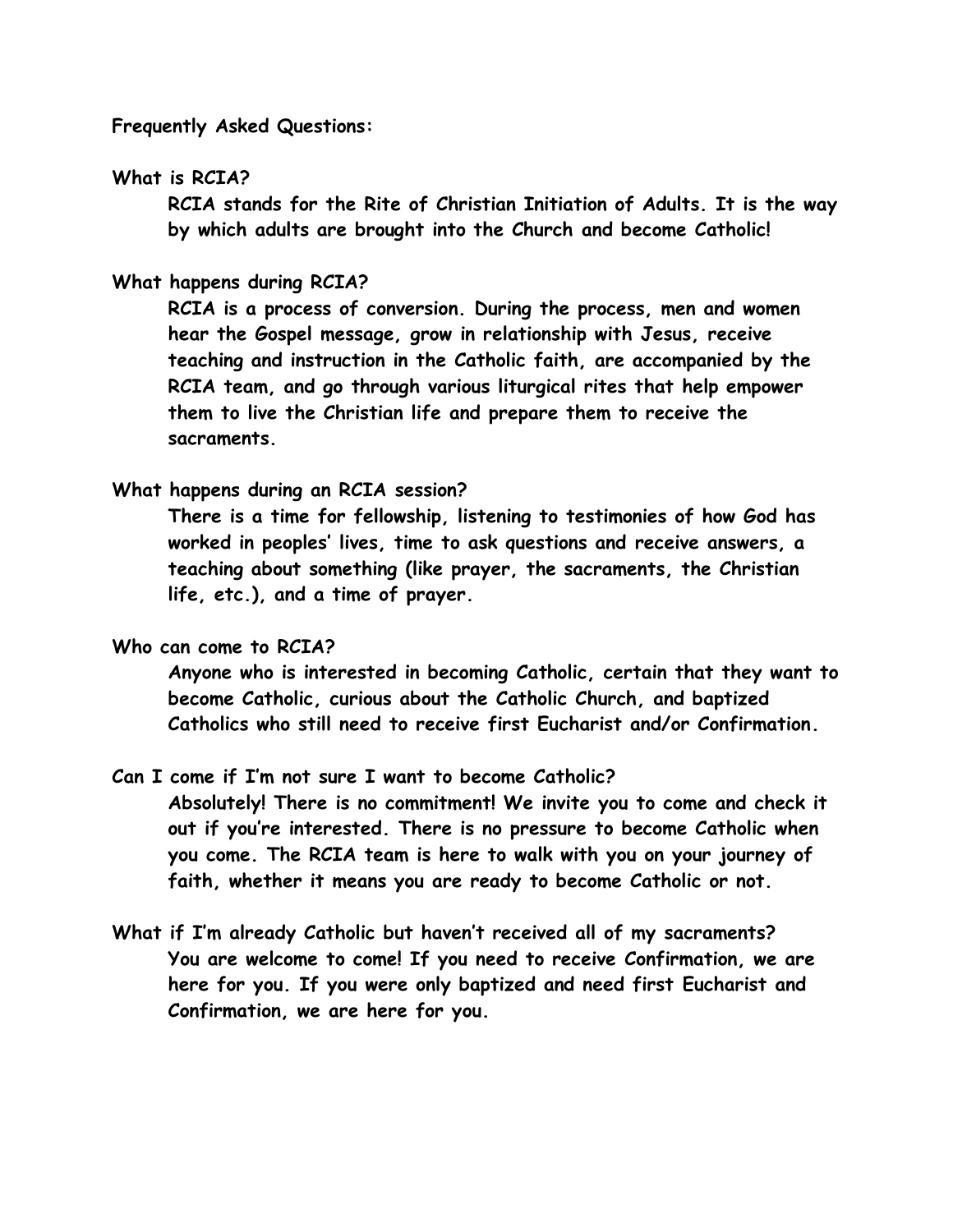**Frequently Asked Questions:**

**What is RCIA?**

**RCIA stands for the Rite of Christian Initiation of Adults. It is the way by which adults are brought into the Church and become Catholic!**

**What happens during RCIA?**

**RCIA is a process of conversion. During the process, men and women hear the Gospel message, grow in relationship with Jesus, receive teaching and instruction in the Catholic faith, are accompanied by the RCIA team, and go through various liturgical rites that help empower them to live the Christian life and prepare them to receive the sacraments.**

**What happens during an RCIA session?**

**There is a time for fellowship, listening to testimonies of how God has worked in peoples' lives, time to ask questions and receive answers, a teaching about something (like prayer, the sacraments, the Christian life, etc.), and a time of prayer.**

**Who can come to RCIA?**

**Anyone who is interested in becoming Catholic, certain that they want to become Catholic, curious about the Catholic Church, and baptized Catholics who still need to receive first Eucharist and/or Confirmation.**

**Can I come if I'm not sure I want to become Catholic?**

**Absolutely! There is no commitment! We invite you to come and check it out if you're interested. There is no pressure to become Catholic when you come. The RCIA team is here to walk with you on your journey of faith, whether it means you are ready to become Catholic or not.**

**What if I'm already Catholic but haven't received all of my sacraments?**

**You are welcome to come! If you need to receive Confirmation, we are here for you. If you were only baptized and need first Eucharist and Confirmation, we are here for you.**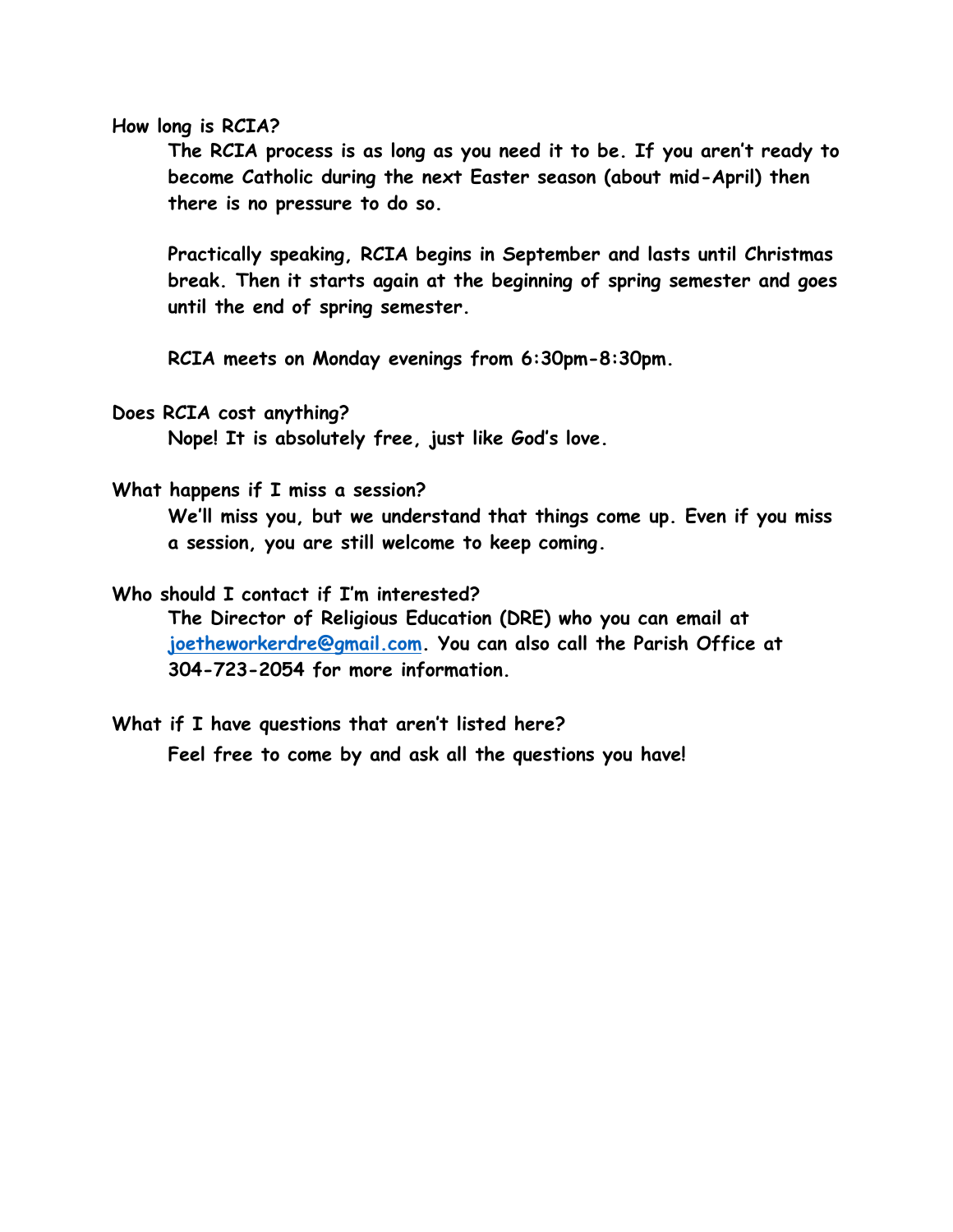**How long is RCIA?**

**The RCIA process is as long as you need it to be. If you aren't ready to become Catholic during the next Easter season (about mid-April) then there is no pressure to do so.**

**Practically speaking, RCIA begins in September and lasts until Christmas break. Then it starts again at the beginning of spring semester and goes until the end of spring semester.**

**RCIA meets on Monday evenings from 6:30pm-8:30pm.**

**Does RCIA cost anything?**

**Nope! It is absolutely free, just like God's love.**

**What happens if I miss a session?**

**We'll miss you, but we understand that things come up. Even if you miss a session, you are still welcome to keep coming.**

**Who should I contact if I'm interested?**

**The Director of Religious Education (DRE) who you can email at joetheworkerdre@gmail.com. You can also call the Parish Office at 304-723-2054 for more information.**

**What if I have questions that aren't listed here?**

**Feel free to come by and ask all the questions you have!**